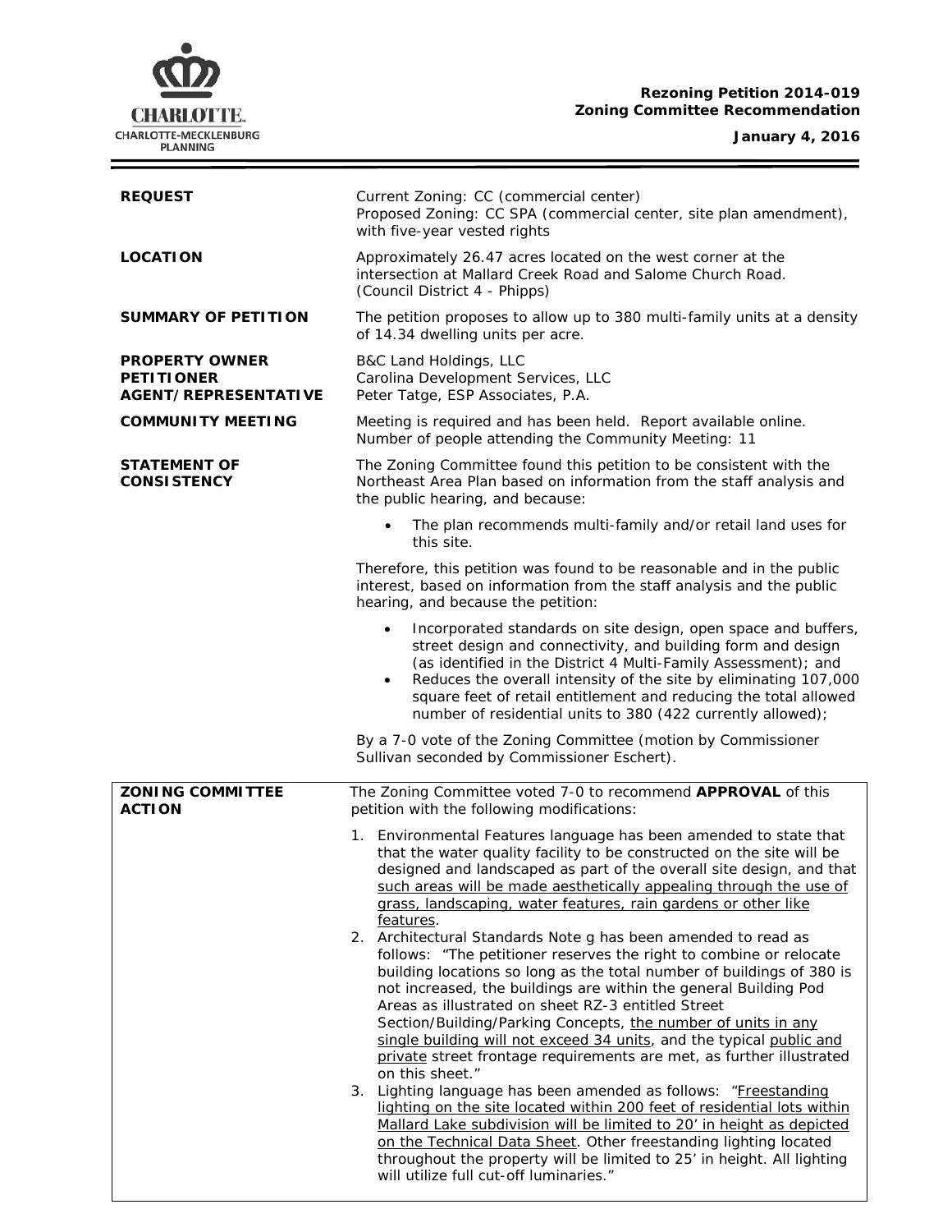**Rezoning Petition 2014-019**
**Zoning Committee Recommendation**

**January 4, 2016**

| | |
|---|---|
| **REQUEST** | Current Zoning: CC (commercial center)<br>Proposed Zoning: CC SPA (commercial center, site plan amendment), with five-year vested rights |
| **LOCATION** | Approximately 26.47 acres located on the west corner at the intersection at Mallard Creek Road and Salome Church Road. (Council District 4 - Phipps) |
| **SUMMARY OF PETITION** | The petition proposes to allow up to 380 multi-family units at a density of 14.34 dwelling units per acre. |
| **PROPERTY OWNER**<br>**PETITIONER**<br>**AGENT/REPRESENTATIVE** | B&C Land Holdings, LLC<br>Carolina Development Services, LLC<br>Peter Tatge, ESP Associates, P.A. |
| **COMMUNITY MEETING** | Meeting is required and has been held. Report available online. Number of people attending the Community Meeting: 11 |
| **STATEMENT OF CONSISTENCY** | The Zoning Committee found this petition to be consistent with the Northeast Area Plan based on information from the staff analysis and the public hearing, and because:<br>• The plan recommends multi-family and/or retail land uses for this site.<br>Therefore, this petition was found to be reasonable and in the public interest, based on information from the staff analysis and the public hearing, and because the petition:<br>• Incorporated standards on site design, open space and buffers, street design and connectivity, and building form and design (as identified in the District 4 Multi-Family Assessment); and<br>• Reduces the overall intensity of the site by eliminating 107,000 square feet of retail entitlement and reducing the total allowed number of residential units to 380 (422 currently allowed);<br>By a 7-0 vote of the Zoning Committee (motion by Commissioner Sullivan seconded by Commissioner Eschert). |
| **ZONING COMMITTEE ACTION** | The Zoning Committee voted 7-0 to recommend **APPROVAL** of this petition with the following modifications:<br>1. Environmental Features language has been amended to state that that the water quality facility to be constructed on the site will be designed and landscaped as part of the overall site design, and that such areas will be made aesthetically appealing through the use of grass, landscaping, water features, rain gardens or other like features.<br>2. Architectural Standards Note g has been amended to read as follows: "The petitioner reserves the right to combine or relocate building locations so long as the total number of buildings of 380 is not increased, the buildings are within the general Building Pod Areas as illustrated on sheet RZ-3 entitled Street Section/Building/Parking Concepts, the number of units in any single building will not exceed 34 units, and the typical public and private street frontage requirements are met, as further illustrated on this sheet."<br>3. Lighting language has been amended as follows: "Freestanding lighting on the site located within 200 feet of residential lots within Mallard Lake subdivision will be limited to 20' in height as depicted on the Technical Data Sheet. Other freestanding lighting located throughout the property will be limited to 25' in height. All lighting will utilize full cut-off luminaries." |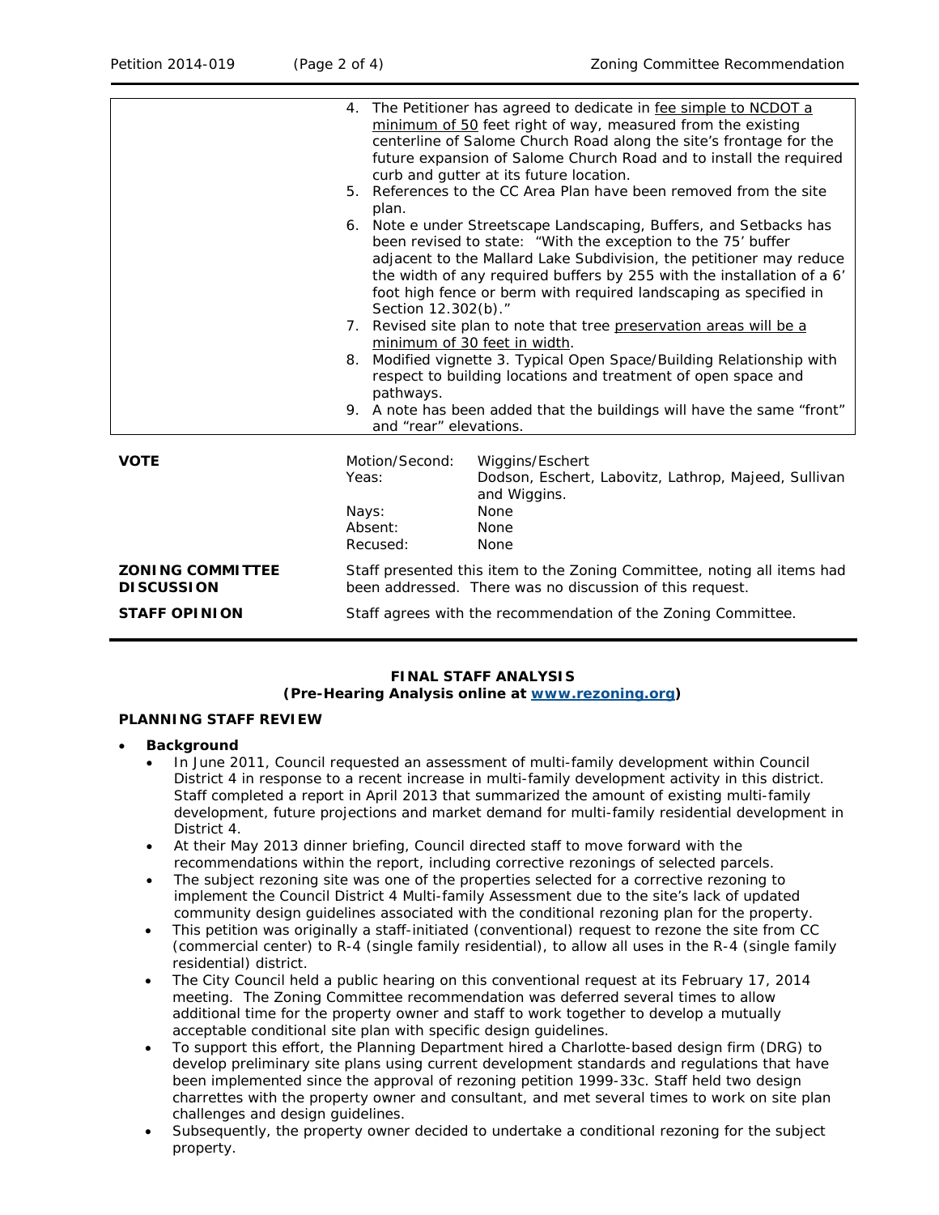| | |
|---|---|
| | 4. The Petitioner has agreed to dedicate in fee simple to NCDOT a minimum of 50 feet right of way, measured from the existing centerline of Salome Church Road along the site's frontage for the future expansion of Salome Church Road and to install the required curb and gutter at its future location.<br>5. References to the CC Area Plan have been removed from the site plan.<br>6. Note e under Streetscape Landscaping, Buffers, and Setbacks has been revised to state: "With the exception to the 75' buffer adjacent to the Mallard Lake Subdivision, the petitioner may reduce the width of any required buffers by 255 with the installation of a 6' foot high fence or berm with required landscaping as specified in Section 12.302(b)."<br>7. Revised site plan to note that tree preservation areas will be a minimum of 30 feet in width.<br>8. Modified vignette 3. Typical Open Space/Building Relationship with respect to building locations and treatment of open space and pathways.<br>9. A note has been added that the buildings will have the same "front" and "rear" elevations. |

| | | |
|---|---|---|
| **VOTE** | Motion/Second: | Wiggins/Eschert |
| | Yeas: | Dodson, Eschert, Labovitz, Lathrop, Majeed, Sullivan and Wiggins. |
| | Nays: | None |
| | Absent: | None |
| | Recused: | None |
| **ZONING COMMITTEE DISCUSSION** | Staff presented this item to the Zoning Committee, noting all items had been addressed. There was no discussion of this request. | |
| **STAFF OPINION** | Staff agrees with the recommendation of the Zoning Committee. | |

**FINAL STAFF ANALYSIS**
**(Pre-Hearing Analysis online at [www.rezoning.org](www.rezoning.org))**

**PLANNING STAFF REVIEW**

- ***Background***
  - In June 2011, Council requested an assessment of multi-family development within Council District 4 in response to a recent increase in multi-family development activity in this district. Staff completed a report in April 2013 that summarized the amount of existing multi-family development, future projections and market demand for multi-family residential development in District 4.
  - At their May 2013 dinner briefing, Council directed staff to move forward with the recommendations within the report, including corrective rezonings of selected parcels.
  - The subject rezoning site was one of the properties selected for a corrective rezoning to implement the Council District 4 Multi-family Assessment due to the site's lack of updated community design guidelines associated with the conditional rezoning plan for the property.
  - This petition was originally a staff-initiated (conventional) request to rezone the site from CC (commercial center) to R-4 (single family residential), to allow all uses in the R-4 (single family residential) district.
  - The City Council held a public hearing on this conventional request at its February 17, 2014 meeting. The Zoning Committee recommendation was deferred several times to allow additional time for the property owner and staff to work together to develop a mutually acceptable conditional site plan with specific design guidelines.
  - To support this effort, the Planning Department hired a Charlotte-based design firm (DRG) to develop preliminary site plans using current development standards and regulations that have been implemented since the approval of rezoning petition 1999-33c. Staff held two design charrettes with the property owner and consultant, and met several times to work on site plan challenges and design guidelines.
  - Subsequently, the property owner decided to undertake a conditional rezoning for the subject property.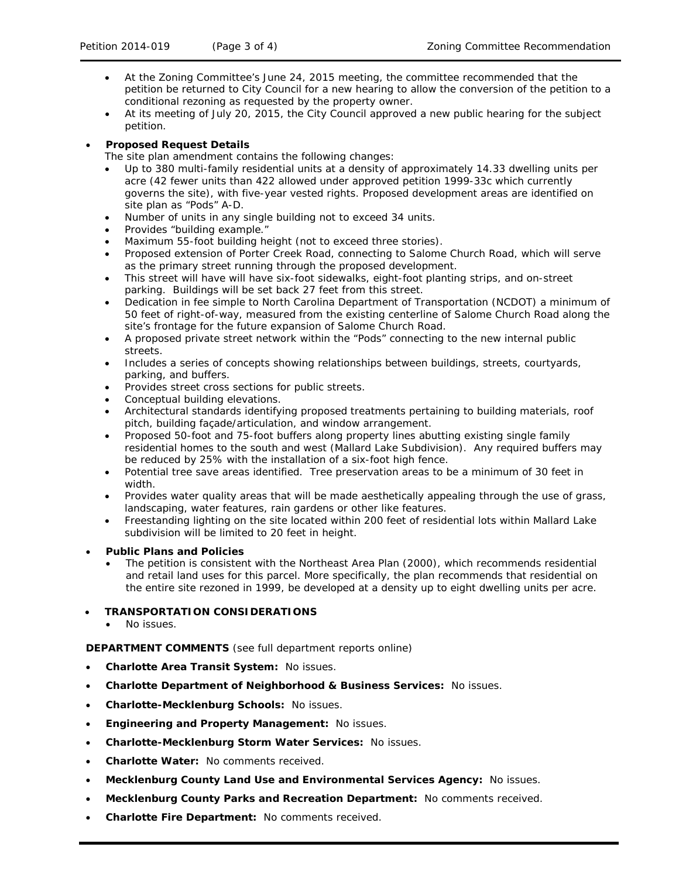- At the Zoning Committee's June 24, 2015 meeting, the committee recommended that the petition be returned to City Council for a new hearing to allow the conversion of the petition to a conditional rezoning as requested by the property owner.
- At its meeting of July 20, 2015, the City Council approved a new public hearing for the subject petition.

- **Proposed Request Details**

  The site plan amendment contains the following changes:
  - Up to 380 multi-family residential units at a density of approximately 14.33 dwelling units per acre (42 fewer units than 422 allowed under approved petition 1999-33c which currently governs the site), with five-year vested rights. Proposed development areas are identified on site plan as "Pods" A-D.
  - Number of units in any single building not to exceed 34 units.
  - Provides "building example."
  - Maximum 55-foot building height (not to exceed three stories).
  - Proposed extension of Porter Creek Road, connecting to Salome Church Road, which will serve as the primary street running through the proposed development.
  - This street will have will have six-foot sidewalks, eight-foot planting strips, and on-street parking. Buildings will be set back 27 feet from this street.
  - Dedication in fee simple to North Carolina Department of Transportation (NCDOT) a minimum of 50 feet of right-of-way, measured from the existing centerline of Salome Church Road along the site's frontage for the future expansion of Salome Church Road.
  - A proposed private street network within the "Pods" connecting to the new internal public streets.
  - Includes a series of concepts showing relationships between buildings, streets, courtyards, parking, and buffers.
  - Provides street cross sections for public streets.
  - Conceptual building elevations.
  - Architectural standards identifying proposed treatments pertaining to building materials, roof pitch, building façade/articulation, and window arrangement.
  - Proposed 50-foot and 75-foot buffers along property lines abutting existing single family residential homes to the south and west (Mallard Lake Subdivision). Any required buffers may be reduced by 25% with the installation of a six-foot high fence.
  - Potential tree save areas identified. Tree preservation areas to be a minimum of 30 feet in width.
  - Provides water quality areas that will be made aesthetically appealing through the use of grass, landscaping, water features, rain gardens or other like features.
  - Freestanding lighting on the site located within 200 feet of residential lots within Mallard Lake subdivision will be limited to 20 feet in height.

- **Public Plans and Policies**
  - The petition is consistent with the Northeast Area Plan (2000), which recommends residential and retail land uses for this parcel. More specifically, the plan recommends that residential on the entire site rezoned in 1999, be developed at a density up to eight dwelling units per acre.

- **TRANSPORTATION CONSIDERATIONS**
  - No issues.

**DEPARTMENT COMMENTS** (see full department reports online)

- **Charlotte Area Transit System:** No issues.
- **Charlotte Department of Neighborhood & Business Services:** No issues.
- **Charlotte-Mecklenburg Schools:** No issues.
- **Engineering and Property Management:** No issues.
- **Charlotte-Mecklenburg Storm Water Services:** No issues.
- **Charlotte Water:** No comments received.
- **Mecklenburg County Land Use and Environmental Services Agency:** No issues.
- **Mecklenburg County Parks and Recreation Department:** No comments received.
- **Charlotte Fire Department:** No comments received.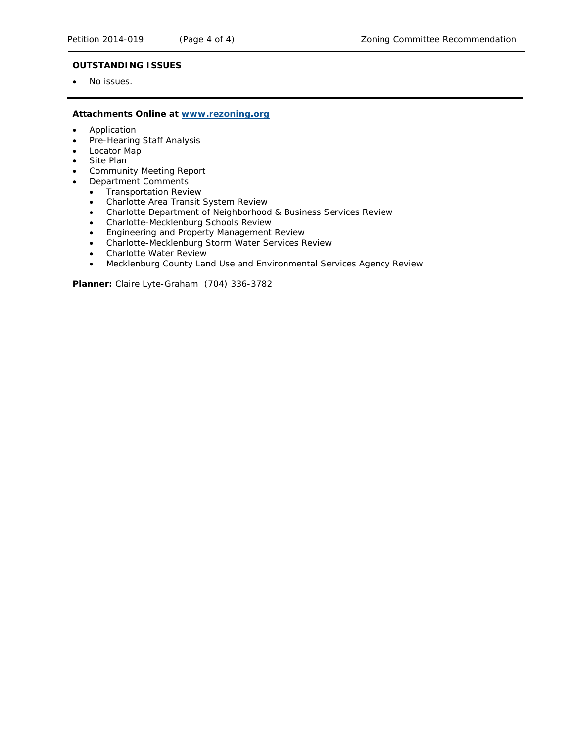**OUTSTANDING ISSUES**

- No issues.

---

**Attachments Online at [www.rezoning.org](www.rezoning.org)**

- Application
- Pre-Hearing Staff Analysis
- Locator Map
- Site Plan
- Community Meeting Report
- Department Comments
  - Transportation Review
  - Charlotte Area Transit System Review
  - Charlotte Department of Neighborhood & Business Services Review
  - Charlotte-Mecklenburg Schools Review
  - Engineering and Property Management Review
  - Charlotte-Mecklenburg Storm Water Services Review
  - Charlotte Water Review
  - Mecklenburg County Land Use and Environmental Services Agency Review

**Planner:** Claire Lyte-Graham (704) 336-3782